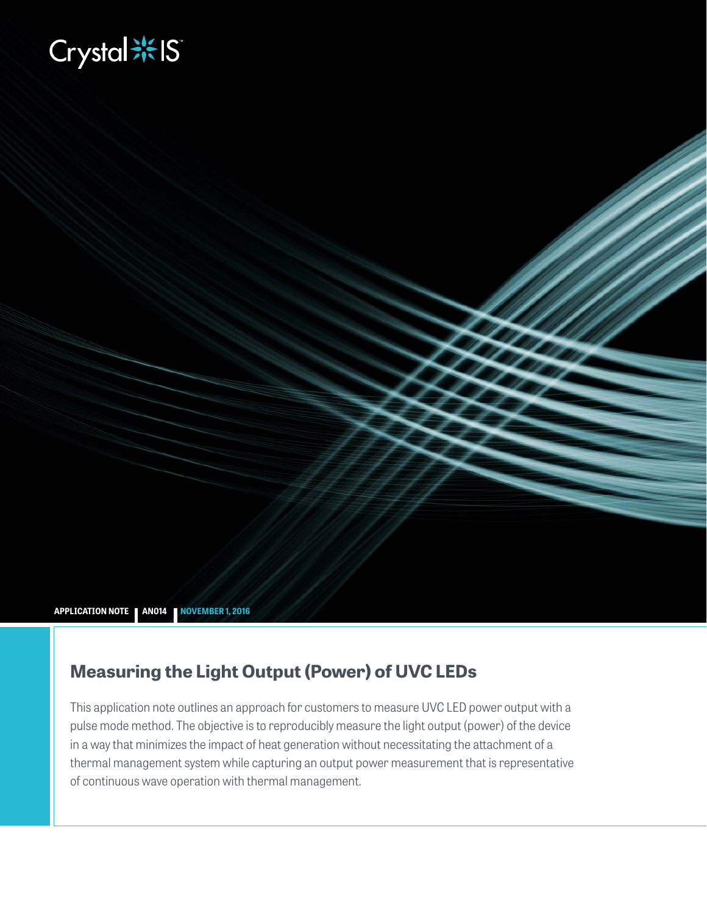Crystal IS

APPLICATION NOTE | AN014 | NOVEMBER 1, 2016

# Measuring the Light Output (Power) of UVC LEDs

This application note outlines an approach for customers to measure UVC LED power output with a pulse mode method. The objective is to reproducibly measure the light output (power) of the device in a way that minimizes the impact of heat generation without necessitating the attachment of a thermal management system while capturing an output power measurement that is representative of continuous wave operation with thermal management.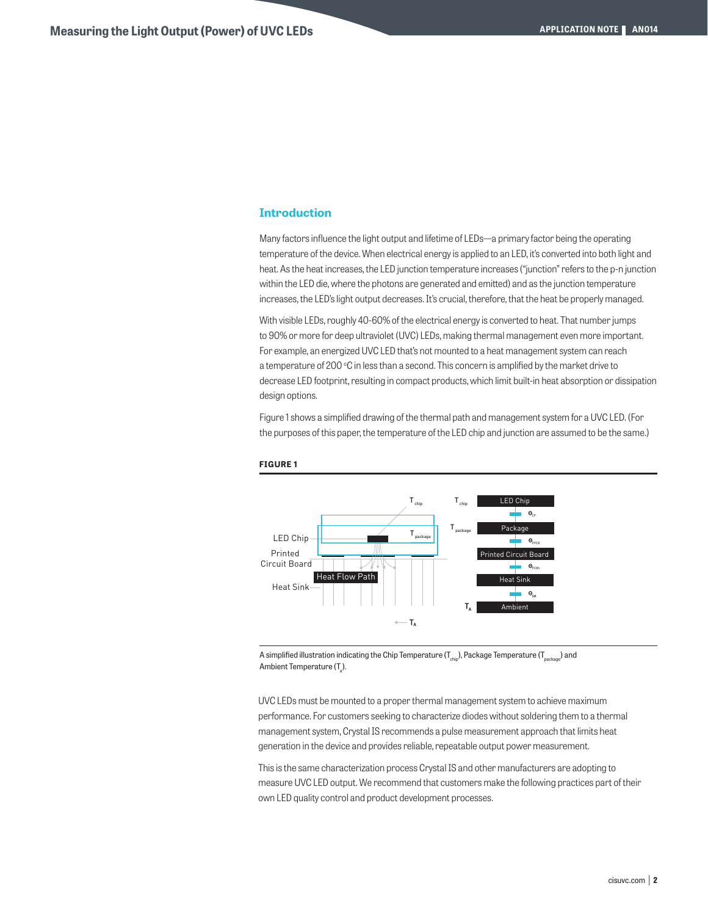## Introduction

Many factors influence the light output and lifetime of LEDs—a primary factor being the operating temperature of the device. When electrical energy is applied to an LED, it's converted into both light and heat. As the heat increases, the LED junction temperature increases ("junction" refers to the p-n junction within the LED die, where the photons are generated and emitted) and as the junction temperature increases, the LED's light output decreases. It's crucial, therefore, that the heat be properly managed.

With visible LEDs, roughly 40-60% of the electrical energy is converted to heat. That number jumps to 90% or more for deep ultraviolet (UVC) LEDs, making thermal management even more important. For example, an energized UVC LED that's not mounted to a heat management system can reach a temperature of 200 °C in less than a second. This concern is amplified by the market drive to decrease LED footprint, resulting in compact products, which limit built-in heat absorption or dissipation design options.

Figure 1 shows a simplified drawing of the thermal path and management system for a UVC LED. (For the purposes of this paper, the temperature of the LED chip and junction are assumed to be the same.)

**FIGURE 1**

A simplified illustration indicating the Chip Temperature ($T_{chip}$), Package Temperature ($T_{package}$) and Ambient Temperature ($T_a$).

UVC LEDs must be mounted to a proper thermal management system to achieve maximum performance. For customers seeking to characterize diodes without soldering them to a thermal management system, Crystal IS recommends a pulse measurement approach that limits heat generation in the device and provides reliable, repeatable output power measurement.

This is the same characterization process Crystal IS and other manufacturers are adopting to measure UVC LED output. We recommend that customers make the following practices part of their own LED quality control and product development processes.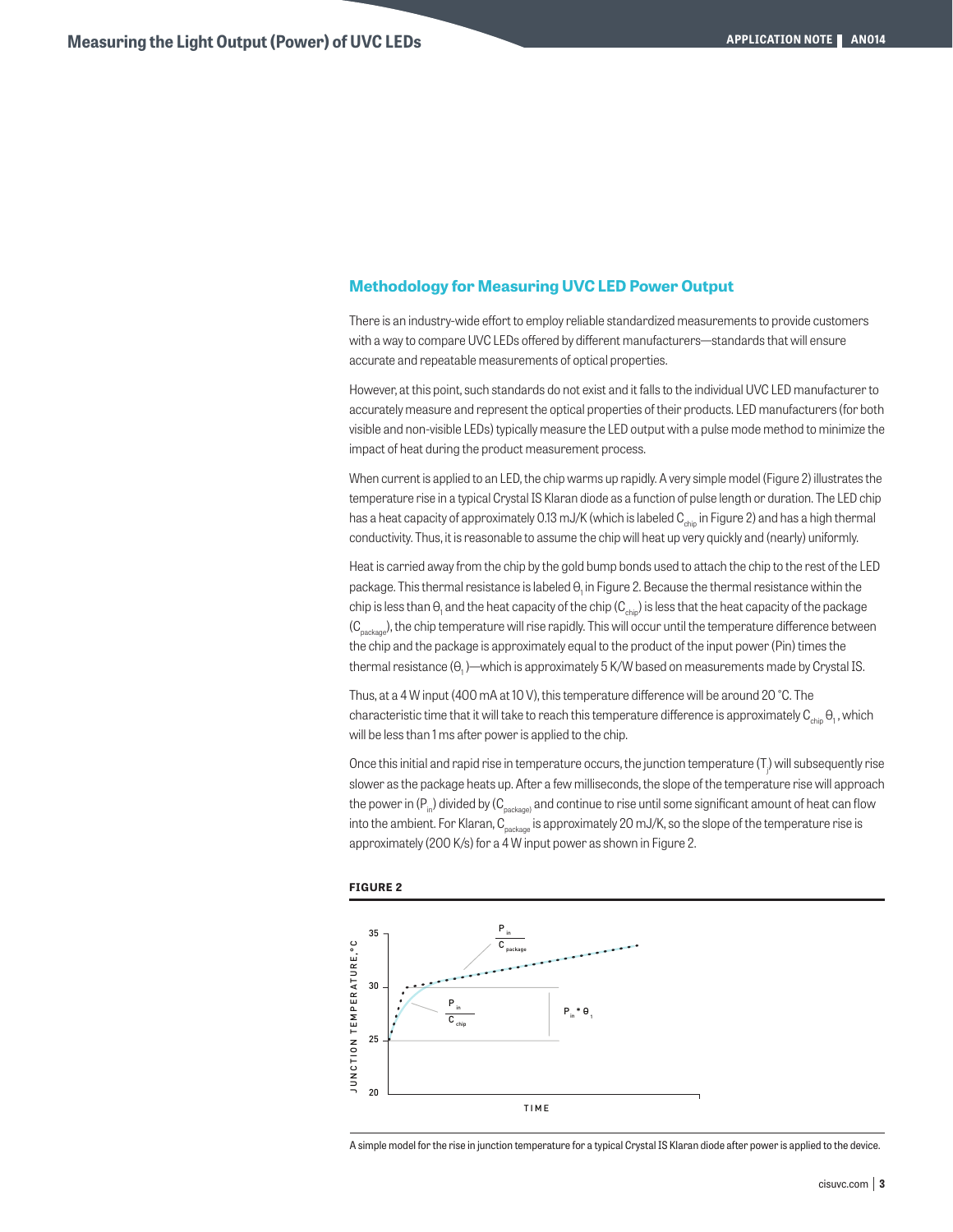## Methodology for Measuring UVC LED Power Output

There is an industry-wide effort to employ reliable standardized measurements to provide customers with a way to compare UVC LEDs offered by different manufacturers—standards that will ensure accurate and repeatable measurements of optical properties.

However, at this point, such standards do not exist and it falls to the individual UVC LED manufacturer to accurately measure and represent the optical properties of their products. LED manufacturers (for both visible and non-visible LEDs) typically measure the LED output with a pulse mode method to minimize the impact of heat during the product measurement process.

When current is applied to an LED, the chip warms up rapidly. A very simple model (Figure 2) illustrates the temperature rise in a typical Crystal IS Klaran diode as a function of pulse length or duration. The LED chip has a heat capacity of approximately 0.13 mJ/K (which is labeled $C_{chip}$ in Figure 2) and has a high thermal conductivity. Thus, it is reasonable to assume the chip will heat up very quickly and (nearly) uniformly.

Heat is carried away from the chip by the gold bump bonds used to attach the chip to the rest of the LED package. This thermal resistance is labeled $\theta_1$ in Figure 2. Because the thermal resistance within the chip is less than $\theta_1$ and the heat capacity of the chip ($C_{chip}$) is less that the heat capacity of the package ($C_{package}$), the chip temperature will rise rapidly. This will occur until the temperature difference between the chip and the package is approximately equal to the product of the input power (Pin) times the thermal resistance ($\theta_1$)—which is approximately 5 K/W based on measurements made by Crystal IS.

Thus, at a 4 W input (400 mA at 10 V), this temperature difference will be around 20 °C. The characteristic time that it will take to reach this temperature difference is approximately $C_{chip}\,\theta_1$, which will be less than 1 ms after power is applied to the chip.

Once this initial and rapid rise in temperature occurs, the junction temperature ($T_j$) will subsequently rise slower as the package heats up. After a few milliseconds, the slope of the temperature rise will approach the power in ($P_{in}$) divided by ($C_{package}$) and continue to rise until some significant amount of heat can flow into the ambient. For Klaran, $C_{package}$ is approximately 20 mJ/K, so the slope of the temperature rise is approximately (200 K/s) for a 4 W input power as shown in Figure 2.

**FIGURE 2**

A simple model for the rise in junction temperature for a typical Crystal IS Klaran diode after power is applied to the device.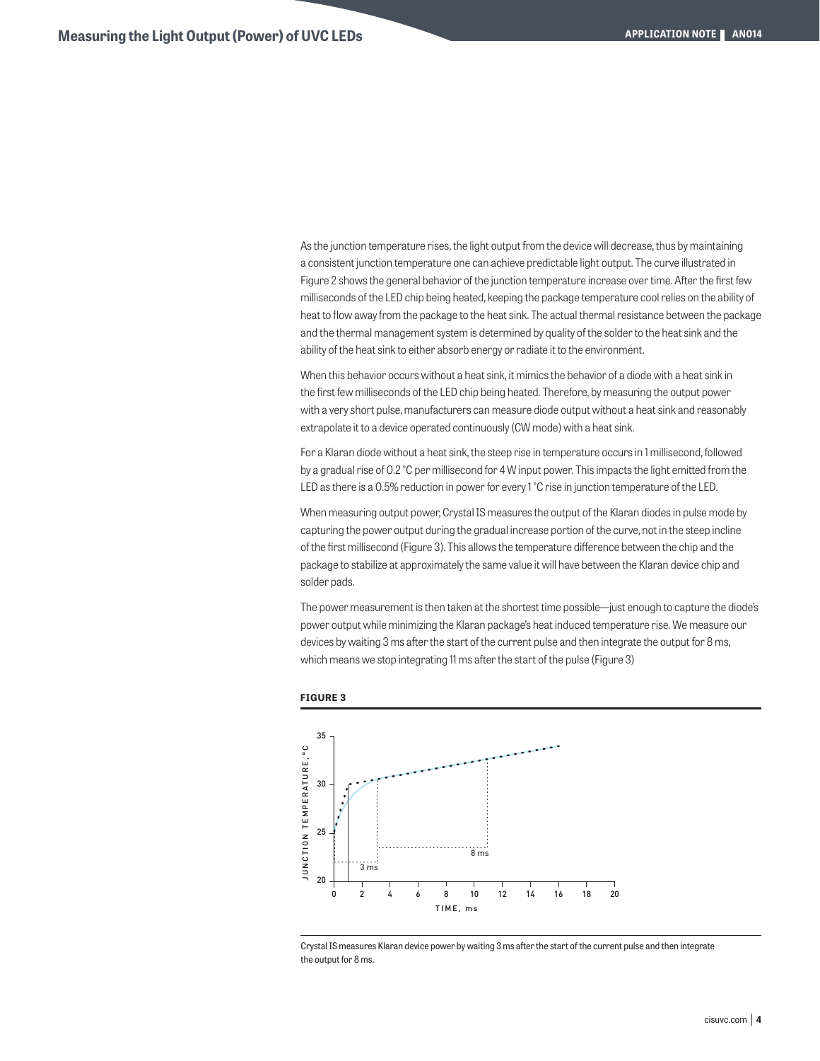As the junction temperature rises, the light output from the device will decrease, thus by maintaining a consistent junction temperature one can achieve predictable light output. The curve illustrated in Figure 2 shows the general behavior of the junction temperature increase over time. After the first few milliseconds of the LED chip being heated, keeping the package temperature cool relies on the ability of heat to flow away from the package to the heat sink. The actual thermal resistance between the package and the thermal management system is determined by quality of the solder to the heat sink and the ability of the heat sink to either absorb energy or radiate it to the environment.

When this behavior occurs without a heat sink, it mimics the behavior of a diode with a heat sink in the first few milliseconds of the LED chip being heated. Therefore, by measuring the output power with a very short pulse, manufacturers can measure diode output without a heat sink and reasonably extrapolate it to a device operated continuously (CW mode) with a heat sink.

For a Klaran diode without a heat sink, the steep rise in temperature occurs in 1 millisecond, followed by a gradual rise of 0.2 °C per millisecond for 4 W input power. This impacts the light emitted from the LED as there is a 0.5% reduction in power for every 1 °C rise in junction temperature of the LED.

When measuring output power, Crystal IS measures the output of the Klaran diodes in pulse mode by capturing the power output during the gradual increase portion of the curve, not in the steep incline of the first millisecond (Figure 3). This allows the temperature difference between the chip and the package to stabilize at approximately the same value it will have between the Klaran device chip and solder pads.

The power measurement is then taken at the shortest time possible—just enough to capture the diode's power output while minimizing the Klaran package's heat induced temperature rise. We measure our devices by waiting 3 ms after the start of the current pulse and then integrate the output for 8 ms, which means we stop integrating 11 ms after the start of the pulse (Figure 3)

**FIGURE 3**

Crystal IS measures Klaran device power by waiting 3 ms after the start of the current pulse and then integrate the output for 8 ms.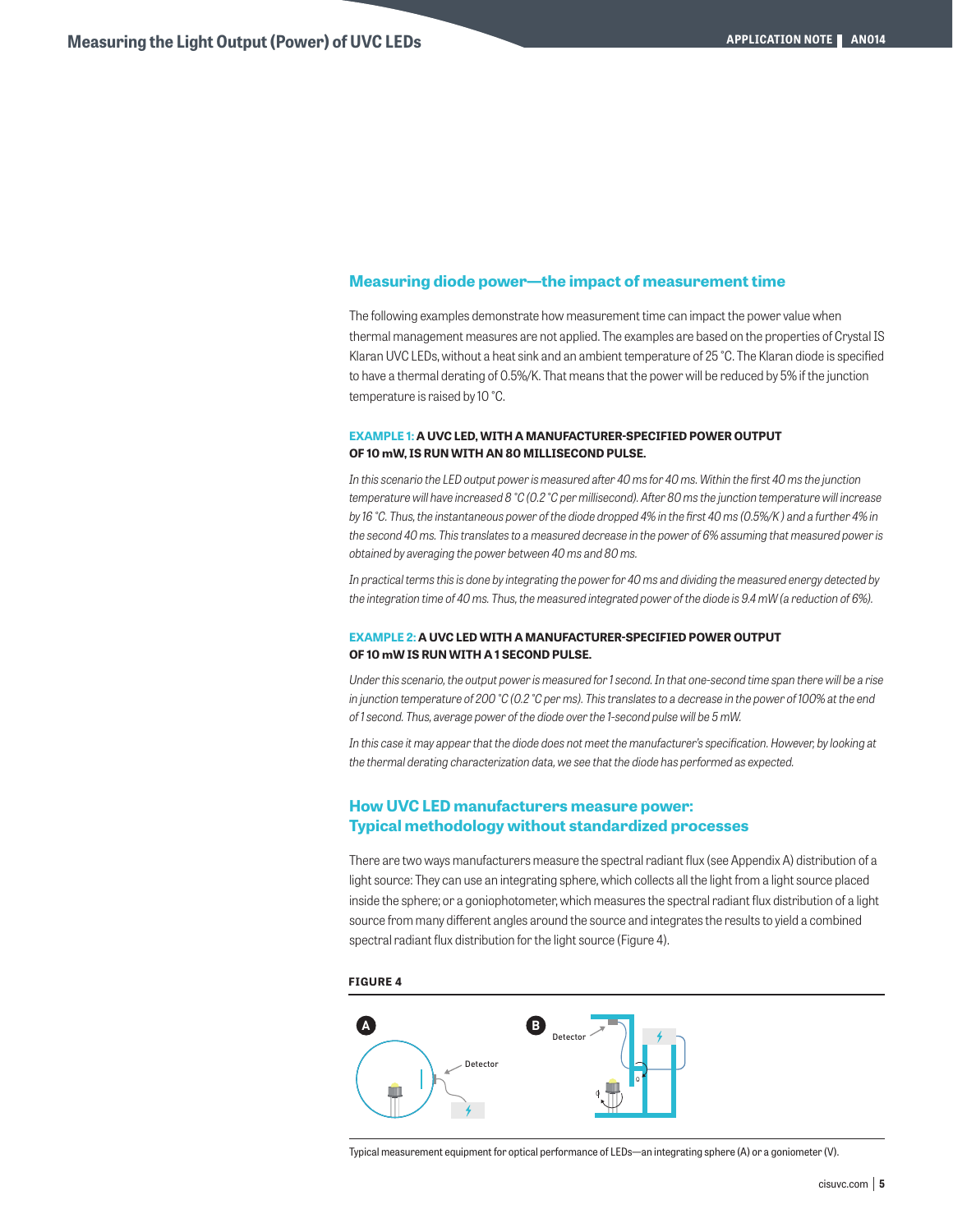## Measuring diode power—the impact of measurement time

The following examples demonstrate how measurement time can impact the power value when thermal management measures are not applied. The examples are based on the properties of Crystal IS Klaran UVC LEDs, without a heat sink and an ambient temperature of 25 °C. The Klaran diode is specified to have a thermal derating of 0.5%/K. That means that the power will be reduced by 5% if the junction temperature is raised by 10 °C.

**EXAMPLE 1: A UVC LED, WITH A MANUFACTURER-SPECIFIED POWER OUTPUT OF 10 mW, IS RUN WITH AN 80 MILLISECOND PULSE.**

*In this scenario the LED output power is measured after 40 ms for 40 ms. Within the first 40 ms the junction temperature will have increased 8 °C (0.2 °C per millisecond). After 80 ms the junction temperature will increase by 16 °C. Thus, the instantaneous power of the diode dropped 4% in the first 40 ms (0.5%/K ) and a further 4% in the second 40 ms. This translates to a measured decrease in the power of 6% assuming that measured power is obtained by averaging the power between 40 ms and 80 ms.*

*In practical terms this is done by integrating the power for 40 ms and dividing the measured energy detected by the integration time of 40 ms. Thus, the measured integrated power of the diode is 9.4 mW (a reduction of 6%).*

**EXAMPLE 2: A UVC LED WITH A MANUFACTURER-SPECIFIED POWER OUTPUT OF 10 mW IS RUN WITH A 1 SECOND PULSE.**

*Under this scenario, the output power is measured for 1 second. In that one-second time span there will be a rise in junction temperature of 200 °C (0.2 °C per ms). This translates to a decrease in the power of 100% at the end of 1 second. Thus, average power of the diode over the 1-second pulse will be 5 mW.*

*In this case it may appear that the diode does not meet the manufacturer's specification. However, by looking at the thermal derating characterization data, we see that the diode has performed as expected.*

## How UVC LED manufacturers measure power: Typical methodology without standardized processes

There are two ways manufacturers measure the spectral radiant flux (see Appendix A) distribution of a light source: They can use an integrating sphere, which collects all the light from a light source placed inside the sphere; or a goniophotometer, which measures the spectral radiant flux distribution of a light source from many different angles around the source and integrates the results to yield a combined spectral radiant flux distribution for the light source (Figure 4).

**FIGURE 4**

Typical measurement equipment for optical performance of LEDs—an integrating sphere (A) or a goniometer (V).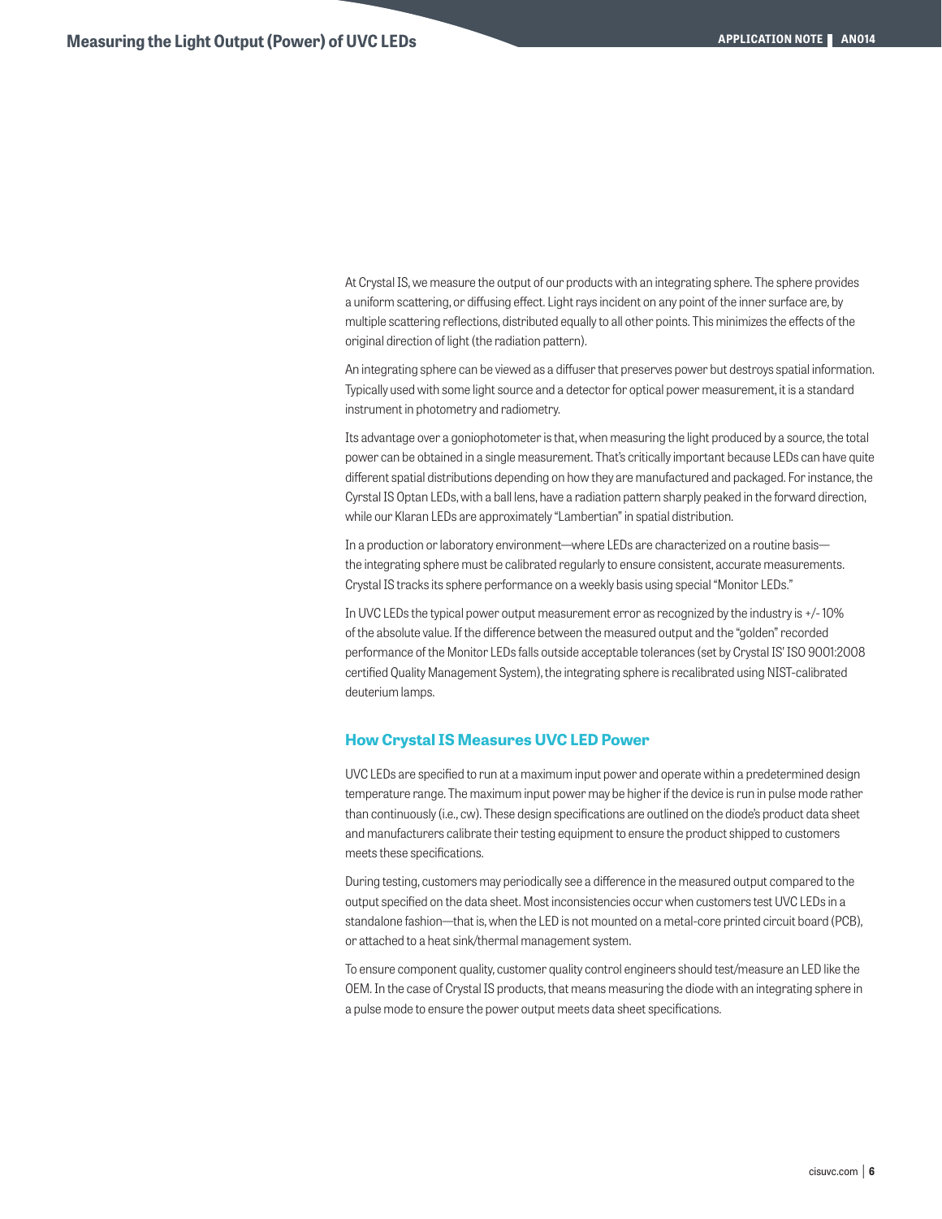At Crystal IS, we measure the output of our products with an integrating sphere. The sphere provides a uniform scattering, or diffusing effect. Light rays incident on any point of the inner surface are, by multiple scattering reflections, distributed equally to all other points. This minimizes the effects of the original direction of light (the radiation pattern).

An integrating sphere can be viewed as a diffuser that preserves power but destroys spatial information. Typically used with some light source and a detector for optical power measurement, it is a standard instrument in photometry and radiometry.

Its advantage over a goniophotometer is that, when measuring the light produced by a source, the total power can be obtained in a single measurement. That's critically important because LEDs can have quite different spatial distributions depending on how they are manufactured and packaged. For instance, the Cyrstal IS Optan LEDs, with a ball lens, have a radiation pattern sharply peaked in the forward direction, while our Klaran LEDs are approximately "Lambertian" in spatial distribution.

In a production or laboratory environment—where LEDs are characterized on a routine basis—the integrating sphere must be calibrated regularly to ensure consistent, accurate measurements. Crystal IS tracks its sphere performance on a weekly basis using special "Monitor LEDs."

In UVC LEDs the typical power output measurement error as recognized by the industry is +/- 10% of the absolute value. If the difference between the measured output and the "golden" recorded performance of the Monitor LEDs falls outside acceptable tolerances (set by Crystal IS' ISO 9001:2008 certified Quality Management System), the integrating sphere is recalibrated using NIST-calibrated deuterium lamps.

## How Crystal IS Measures UVC LED Power

UVC LEDs are specified to run at a maximum input power and operate within a predetermined design temperature range. The maximum input power may be higher if the device is run in pulse mode rather than continuously (i.e., cw). These design specifications are outlined on the diode's product data sheet and manufacturers calibrate their testing equipment to ensure the product shipped to customers meets these specifications.

During testing, customers may periodically see a difference in the measured output compared to the output specified on the data sheet. Most inconsistencies occur when customers test UVC LEDs in a standalone fashion—that is, when the LED is not mounted on a metal-core printed circuit board (PCB), or attached to a heat sink/thermal management system.

To ensure component quality, customer quality control engineers should test/measure an LED like the OEM. In the case of Crystal IS products, that means measuring the diode with an integrating sphere in a pulse mode to ensure the power output meets data sheet specifications.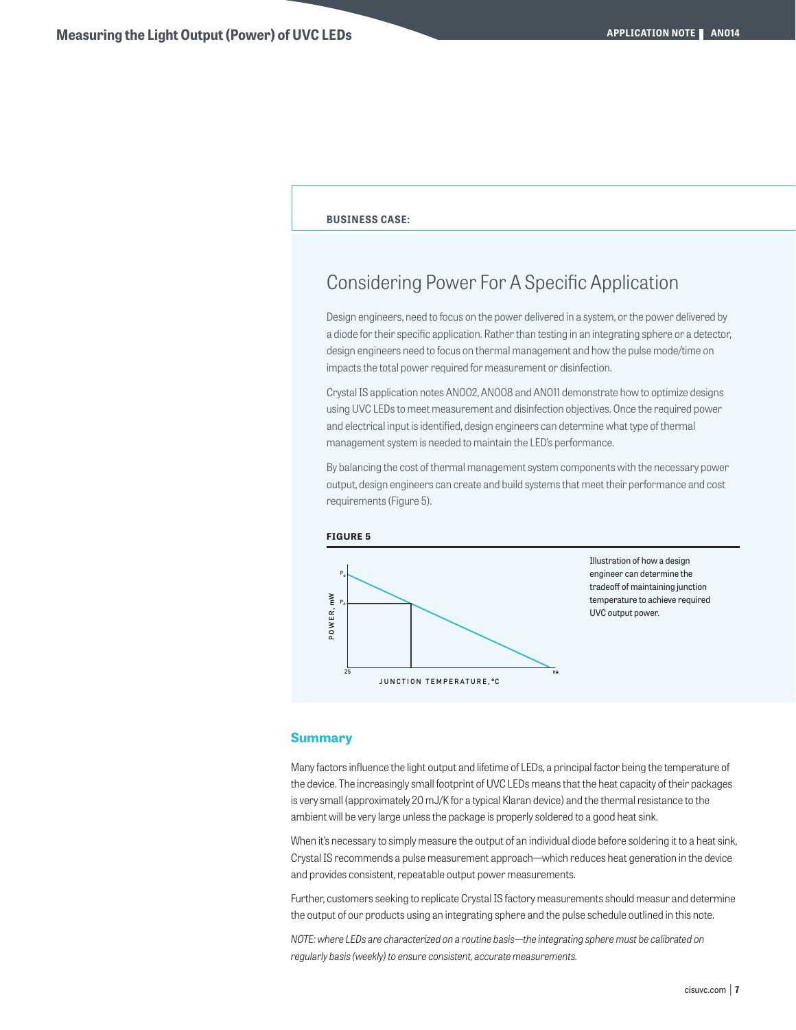**BUSINESS CASE:**

## Considering Power For A Specific Application

Design engineers, need to focus on the power delivered in a system, or the power delivered by a diode for their specific application. Rather than testing in an integrating sphere or a detector, design engineers need to focus on thermal management and how the pulse mode/time on impacts the total power required for measurement or disinfection.

Crystal IS application notes AN002, AN008 and AN011 demonstrate how to optimize designs using UVC LEDs to meet measurement and disinfection objectives. Once the required power and electrical input is identified, design engineers can determine what type of thermal management system is needed to maintain the LED's performance.

By balancing the cost of thermal management system components with the necessary power output, design engineers can create and build systems that meet their performance and cost requirements (Figure 5).

**FIGURE 5**

Illustration of how a design engineer can determine the tradeoff of maintaining junction temperature to achieve required UVC output power.

## Summary

Many factors influence the light output and lifetime of LEDs, a principal factor being the temperature of the device. The increasingly small footprint of UVC LEDs means that the heat capacity of their packages is very small (approximately 20 mJ/K for a typical Klaran device) and the thermal resistance to the ambient will be very large unless the package is properly soldered to a good heat sink.

When it's necessary to simply measure the output of an individual diode before soldering it to a heat sink, Crystal IS recommends a pulse measurement approach—which reduces heat generation in the device and provides consistent, repeatable output power measurements.

Further, customers seeking to replicate Crystal IS factory measurements should measur and determine the output of our products using an integrating sphere and the pulse schedule outlined in this note.

*NOTE: where LEDs are characterized on a routine basis—the integrating sphere must be calibrated on regularly basis (weekly) to ensure consistent, accurate measurements.*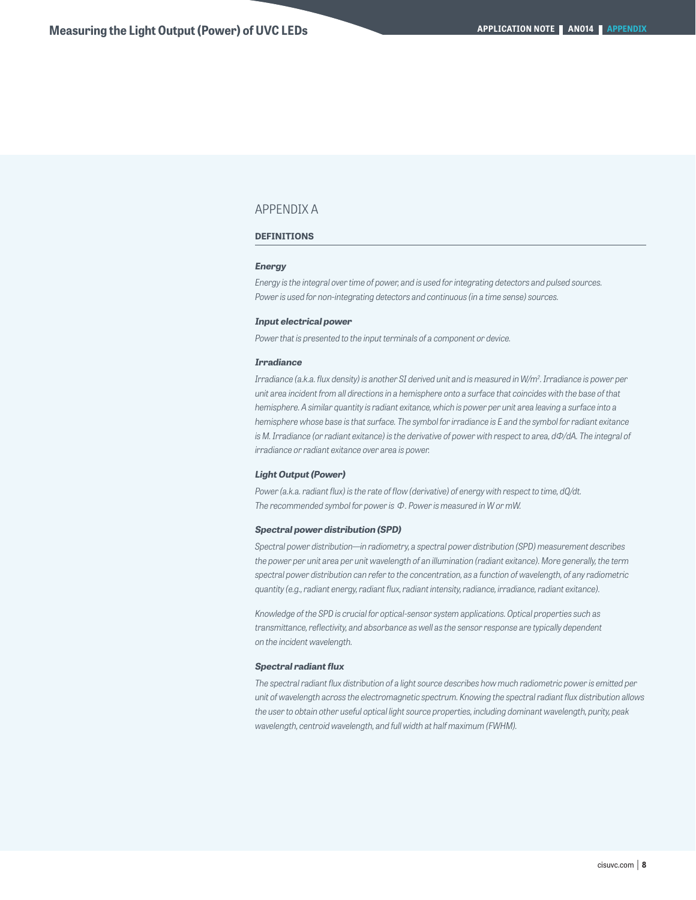## APPENDIX A

### DEFINITIONS

#### *Energy*

*Energy is the integral over time of power, and is used for integrating detectors and pulsed sources. Power is used for non-integrating detectors and continuous (in a time sense) sources.*

#### *Input electrical power*

*Power that is presented to the input terminals of a component or device.*

#### *Irradiance*

*Irradiance (a.k.a. flux density) is another SI derived unit and is measured in W/m$^2$. Irradiance is power per unit area incident from all directions in a hemisphere onto a surface that coincides with the base of that hemisphere. A similar quantity is radiant exitance, which is power per unit area leaving a surface into a hemisphere whose base is that surface. The symbol for irradiance is E and the symbol for radiant exitance is M. Irradiance (or radiant exitance) is the derivative of power with respect to area, $d\Phi/dA$. The integral of irradiance or radiant exitance over area is power.*

#### *Light Output (Power)*

*Power (a.k.a. radiant flux) is the rate of flow (derivative) of energy with respect to time, $dQ/dt$. The recommended symbol for power is $\Phi$. Power is measured in W or mW.*

#### *Spectral power distribution (SPD)*

*Spectral power distribution—in radiometry, a spectral power distribution (SPD) measurement describes the power per unit area per unit wavelength of an illumination (radiant exitance). More generally, the term spectral power distribution can refer to the concentration, as a function of wavelength, of any radiometric quantity (e.g., radiant energy, radiant flux, radiant intensity, radiance, irradiance, radiant exitance).*

*Knowledge of the SPD is crucial for optical-sensor system applications. Optical properties such as transmittance, reflectivity, and absorbance as well as the sensor response are typically dependent on the incident wavelength.*

#### *Spectral radiant flux*

*The spectral radiant flux distribution of a light source describes how much radiometric power is emitted per unit of wavelength across the electromagnetic spectrum. Knowing the spectral radiant flux distribution allows the user to obtain other useful optical light source properties, including dominant wavelength, purity, peak wavelength, centroid wavelength, and full width at half maximum (FWHM).*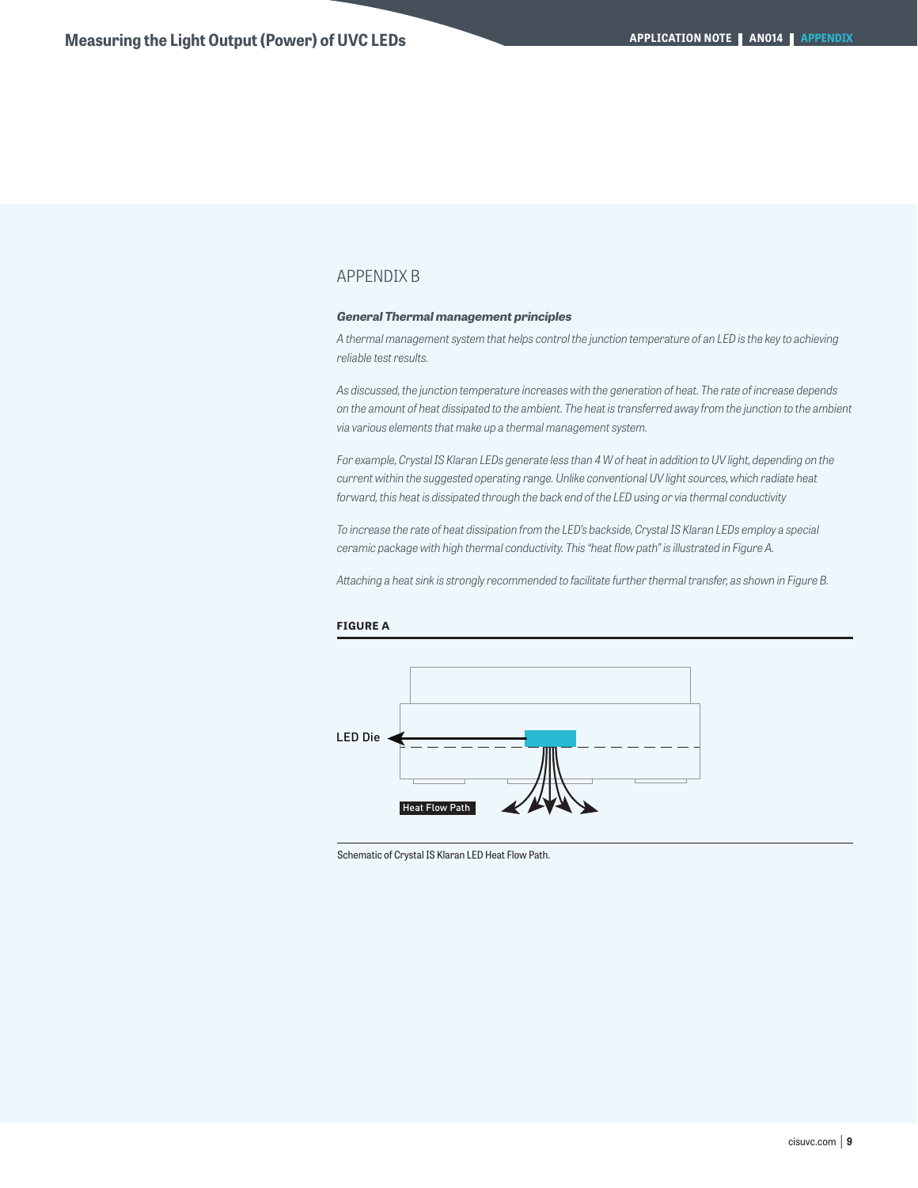## APPENDIX B

***General Thermal management principles***

*A thermal management system that helps control the junction temperature of an LED is the key to achieving reliable test results.*

*As discussed, the junction temperature increases with the generation of heat. The rate of increase depends on the amount of heat dissipated to the ambient. The heat is transferred away from the junction to the ambient via various elements that make up a thermal management system.*

*For example, Crystal IS Klaran LEDs generate less than 4 W of heat in addition to UV light, depending on the current within the suggested operating range. Unlike conventional UV light sources, which radiate heat forward, this heat is dissipated through the back end of the LED using or via thermal conductivity*

*To increase the rate of heat dissipation from the LED's backside, Crystal IS Klaran LEDs employ a special ceramic package with high thermal conductivity. This "heat flow path" is illustrated in Figure A.*

*Attaching a heat sink is strongly recommended to facilitate further thermal transfer, as shown in Figure B.*

**FIGURE A**

LED Die

Heat Flow Path

Schematic of Crystal IS Klaran LED Heat Flow Path.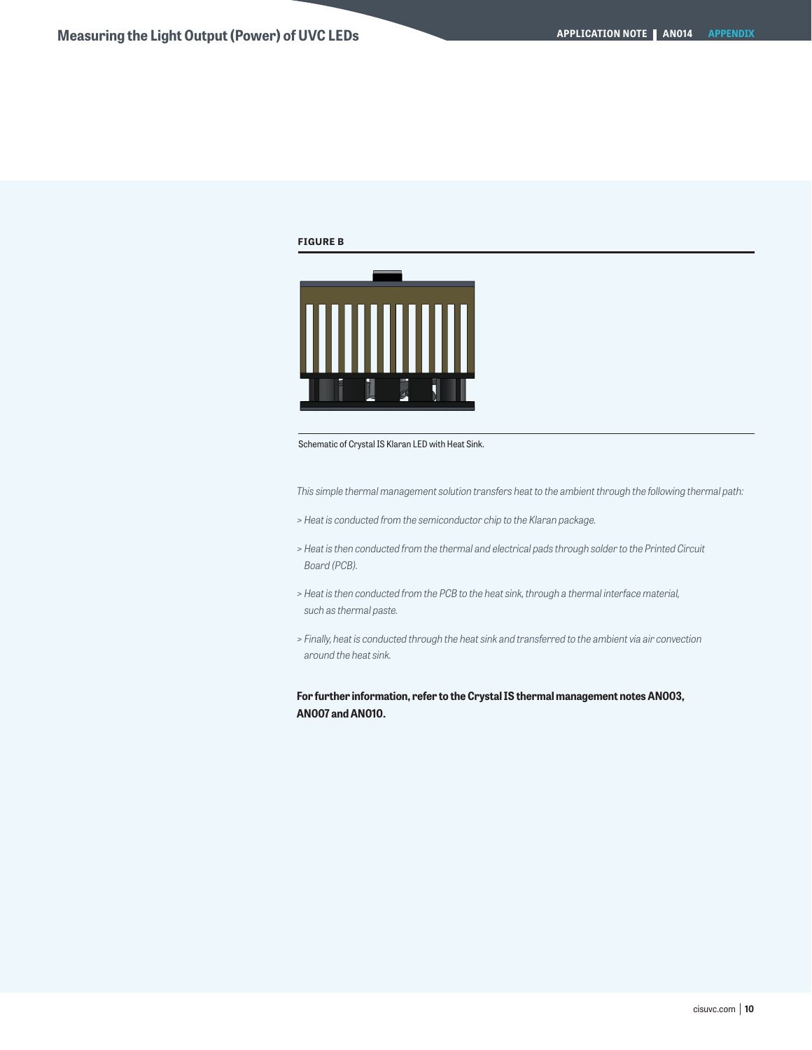**FIGURE B**

Schematic of Crystal IS Klaran LED with Heat Sink.

*This simple thermal management solution transfers heat to the ambient through the following thermal path:*

*> Heat is conducted from the semiconductor chip to the Klaran package.*

*> Heat is then conducted from the thermal and electrical pads through solder to the Printed Circuit Board (PCB).*

*> Heat is then conducted from the PCB to the heat sink, through a thermal interface material, such as thermal paste.*

*> Finally, heat is conducted through the heat sink and transferred to the ambient via air convection around the heat sink.*

**For further information, refer to the Crystal IS thermal management notes AN003, AN007 and AN010.**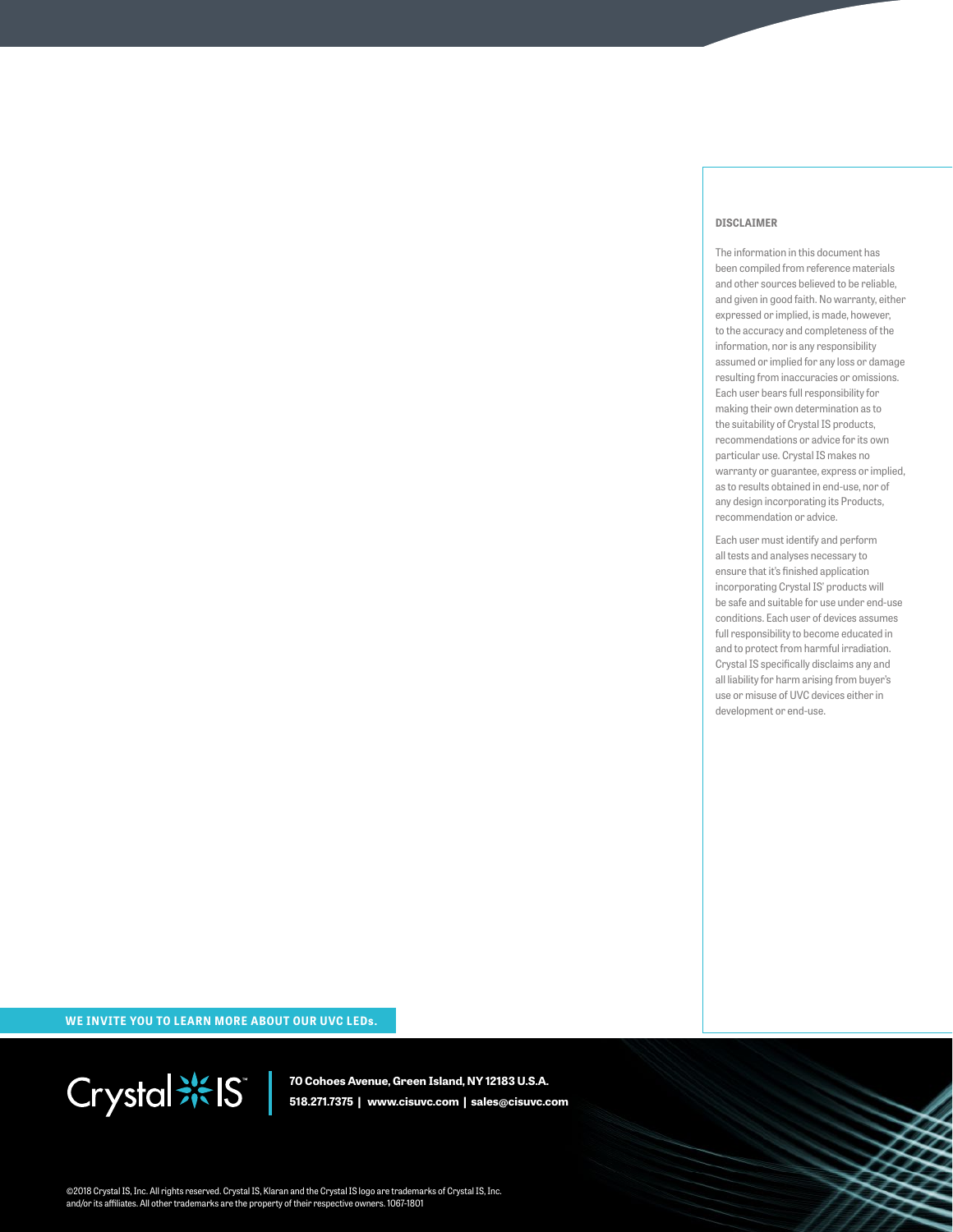### DISCLAIMER

The information in this document has been compiled from reference materials and other sources believed to be reliable, and given in good faith. No warranty, either expressed or implied, is made, however, to the accuracy and completeness of the information, nor is any responsibility assumed or implied for any loss or damage resulting from inaccuracies or omissions. Each user bears full responsibility for making their own determination as to the suitability of Crystal IS products, recommendations or advice for its own particular use. Crystal IS makes no warranty or guarantee, express or implied, as to results obtained in end-use, nor of any design incorporating its Products, recommendation or advice.

Each user must identify and perform all tests and analyses necessary to ensure that it's finished application incorporating Crystal IS' products will be safe and suitable for use under end-use conditions. Each user of devices assumes full responsibility to become educated in and to protect from harmful irradiation. Crystal IS specifically disclaims any and all liability for harm arising from buyer's use or misuse of UVC devices either in development or end-use.

**WE INVITE YOU TO LEARN MORE ABOUT OUR UVC LEDs.**

Crystal IS™

**70 Cohoes Avenue, Green Island, NY 12183 U.S.A.**
**518.271.7375 | www.cisuvc.com | sales@cisuvc.com**

©2018 Crystal IS, Inc. All rights reserved. Crystal IS, Klaran and the Crystal IS logo are trademarks of Crystal IS, Inc. and/or its affiliates. All other trademarks are the property of their respective owners. 1067-1801